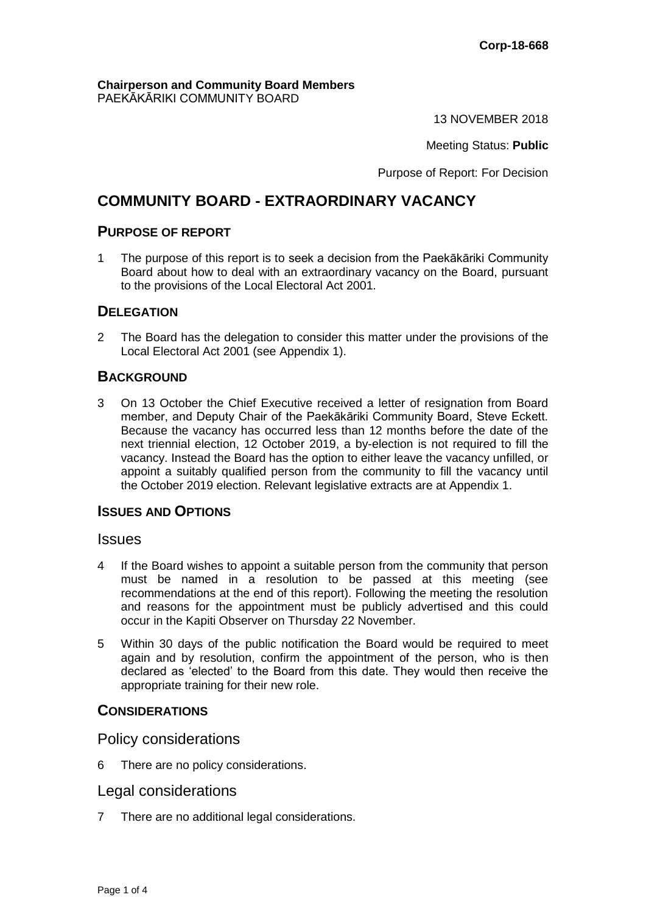**Corp-18-668**

**Chairperson and Community Board Members**
PAEKĀKĀRIKI COMMUNITY BOARD

13 NOVEMBER 2018

Meeting Status: **Public**

Purpose of Report: For Decision

# COMMUNITY BOARD - EXTRAORDINARY VACANCY

## PURPOSE OF REPORT

1 The purpose of this report is to seek a decision from the Paekākāriki Community Board about how to deal with an extraordinary vacancy on the Board, pursuant to the provisions of the Local Electoral Act 2001.

## DELEGATION

2 The Board has the delegation to consider this matter under the provisions of the Local Electoral Act 2001 (see Appendix 1).

## BACKGROUND

3 On 13 October the Chief Executive received a letter of resignation from Board member, and Deputy Chair of the Paekākāriki Community Board, Steve Eckett. Because the vacancy has occurred less than 12 months before the date of the next triennial election, 12 October 2019, a by-election is not required to fill the vacancy. Instead the Board has the option to either leave the vacancy unfilled, or appoint a suitably qualified person from the community to fill the vacancy until the October 2019 election. Relevant legislative extracts are at Appendix 1.

## ISSUES AND OPTIONS

### Issues

4 If the Board wishes to appoint a suitable person from the community that person must be named in a resolution to be passed at this meeting (see recommendations at the end of this report). Following the meeting the resolution and reasons for the appointment must be publicly advertised and this could occur in the Kapiti Observer on Thursday 22 November.

5 Within 30 days of the public notification the Board would be required to meet again and by resolution, confirm the appointment of the person, who is then declared as 'elected' to the Board from this date. They would then receive the appropriate training for their new role.

## CONSIDERATIONS

### Policy considerations

6 There are no policy considerations.

### Legal considerations

7 There are no additional legal considerations.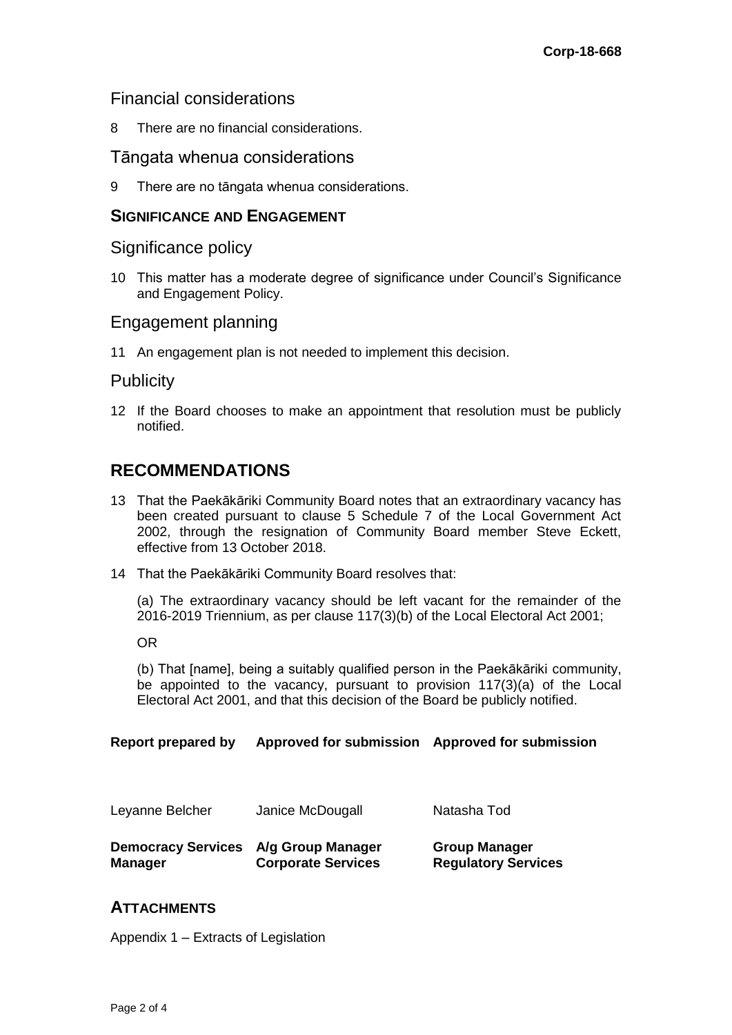## Financial considerations

8 There are no financial considerations.

## Tāngata whenua considerations

9 There are no tāngata whenua considerations.

### SIGNIFICANCE AND ENGAGEMENT

## Significance policy

10 This matter has a moderate degree of significance under Council's Significance and Engagement Policy.

## Engagement planning

11 An engagement plan is not needed to implement this decision.

## Publicity

12 If the Board chooses to make an appointment that resolution must be publicly notified.

# RECOMMENDATIONS

13 That the Paekākāriki Community Board notes that an extraordinary vacancy has been created pursuant to clause 5 Schedule 7 of the Local Government Act 2002, through the resignation of Community Board member Steve Eckett, effective from 13 October 2018.

14 That the Paekākāriki Community Board resolves that:

(a) The extraordinary vacancy should be left vacant for the remainder of the 2016-2019 Triennium, as per clause 117(3)(b) of the Local Electoral Act 2001;

OR

(b) That [name], being a suitably qualified person in the Paekākāriki community, be appointed to the vacancy, pursuant to provision 117(3)(a) of the Local Electoral Act 2001, and that this decision of the Board be publicly notified.

| **Report prepared by** | **Approved for submission** | **Approved for submission** |
|---|---|---|
| Leyanne Belcher | Janice McDougall | Natasha Tod |
| **Democracy Services Manager** | **A/g Group Manager Corporate Services** | **Group Manager Regulatory Services** |

### ATTACHMENTS

Appendix 1 – Extracts of Legislation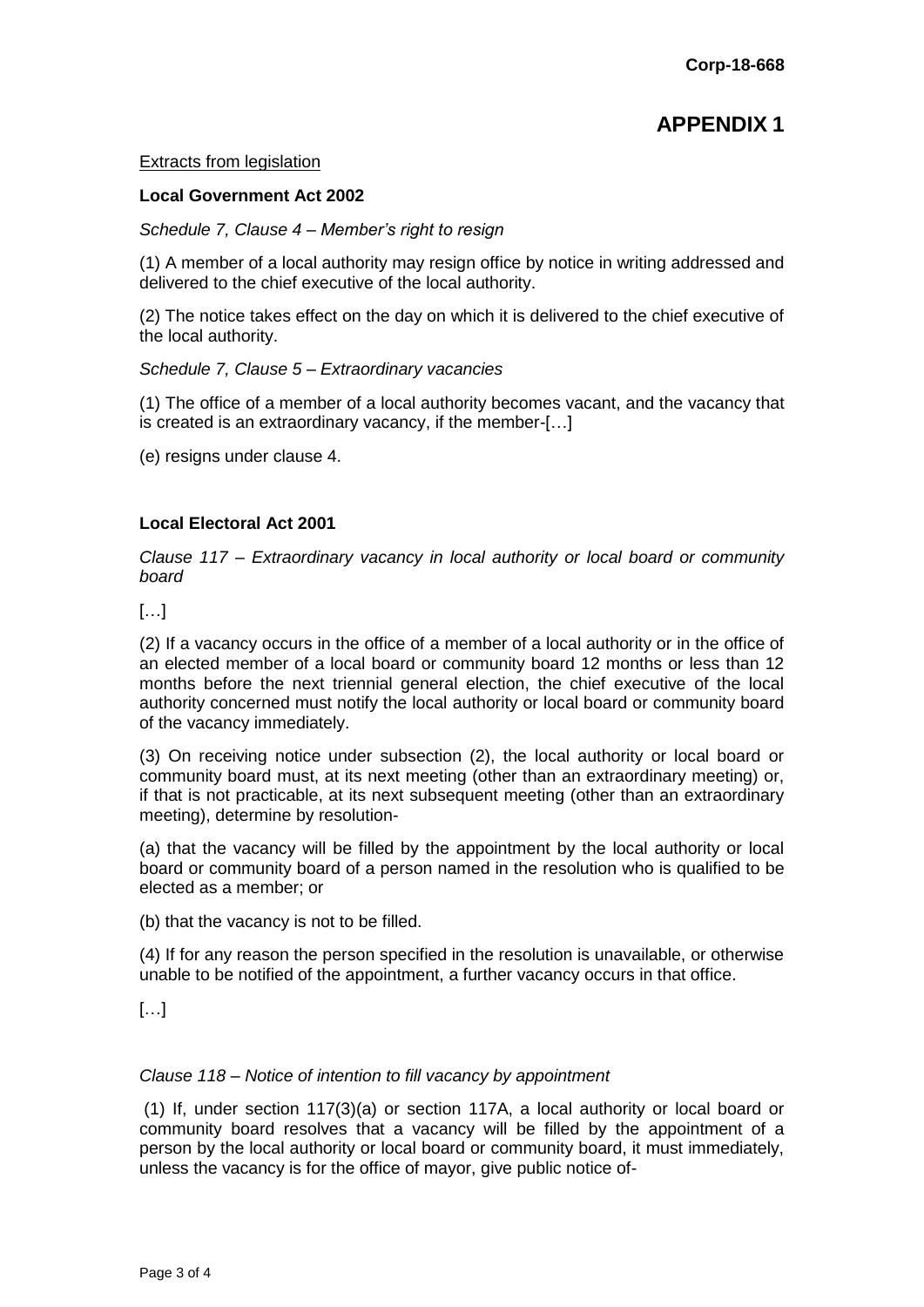Corp-18-668

# APPENDIX 1

Extracts from legislation

**Local Government Act 2002**

*Schedule 7, Clause 4 – Member's right to resign*

(1) A member of a local authority may resign office by notice in writing addressed and delivered to the chief executive of the local authority.

(2) The notice takes effect on the day on which it is delivered to the chief executive of the local authority.

*Schedule 7, Clause 5 – Extraordinary vacancies*

(1) The office of a member of a local authority becomes vacant, and the vacancy that is created is an extraordinary vacancy, if the member-[…]

(e) resigns under clause 4.

**Local Electoral Act 2001**

*Clause 117 – Extraordinary vacancy in local authority or local board or community board*

[…]

(2) If a vacancy occurs in the office of a member of a local authority or in the office of an elected member of a local board or community board 12 months or less than 12 months before the next triennial general election, the chief executive of the local authority concerned must notify the local authority or local board or community board of the vacancy immediately.

(3) On receiving notice under subsection (2), the local authority or local board or community board must, at its next meeting (other than an extraordinary meeting) or, if that is not practicable, at its next subsequent meeting (other than an extraordinary meeting), determine by resolution-

(a) that the vacancy will be filled by the appointment by the local authority or local board or community board of a person named in the resolution who is qualified to be elected as a member; or

(b) that the vacancy is not to be filled.

(4) If for any reason the person specified in the resolution is unavailable, or otherwise unable to be notified of the appointment, a further vacancy occurs in that office.

[…]

*Clause 118 – Notice of intention to fill vacancy by appointment*

(1) If, under section 117(3)(a) or section 117A, a local authority or local board or community board resolves that a vacancy will be filled by the appointment of a person by the local authority or local board or community board, it must immediately, unless the vacancy is for the office of mayor, give public notice of-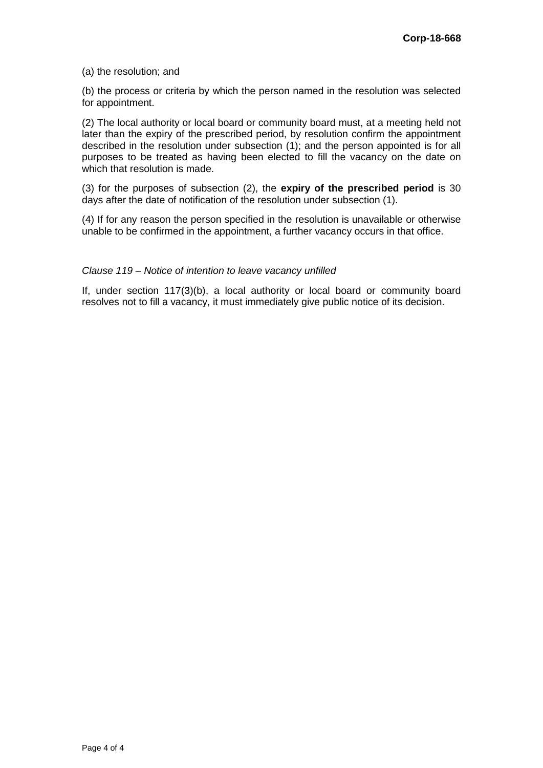(a) the resolution; and

(b) the process or criteria by which the person named in the resolution was selected for appointment.

(2) The local authority or local board or community board must, at a meeting held not later than the expiry of the prescribed period, by resolution confirm the appointment described in the resolution under subsection (1); and the person appointed is for all purposes to be treated as having been elected to fill the vacancy on the date on which that resolution is made.

(3) for the purposes of subsection (2), the **expiry of the prescribed period** is 30 days after the date of notification of the resolution under subsection (1).

(4) If for any reason the person specified in the resolution is unavailable or otherwise unable to be confirmed in the appointment, a further vacancy occurs in that office.

*Clause 119 – Notice of intention to leave vacancy unfilled*

If, under section 117(3)(b), a local authority or local board or community board resolves not to fill a vacancy, it must immediately give public notice of its decision.